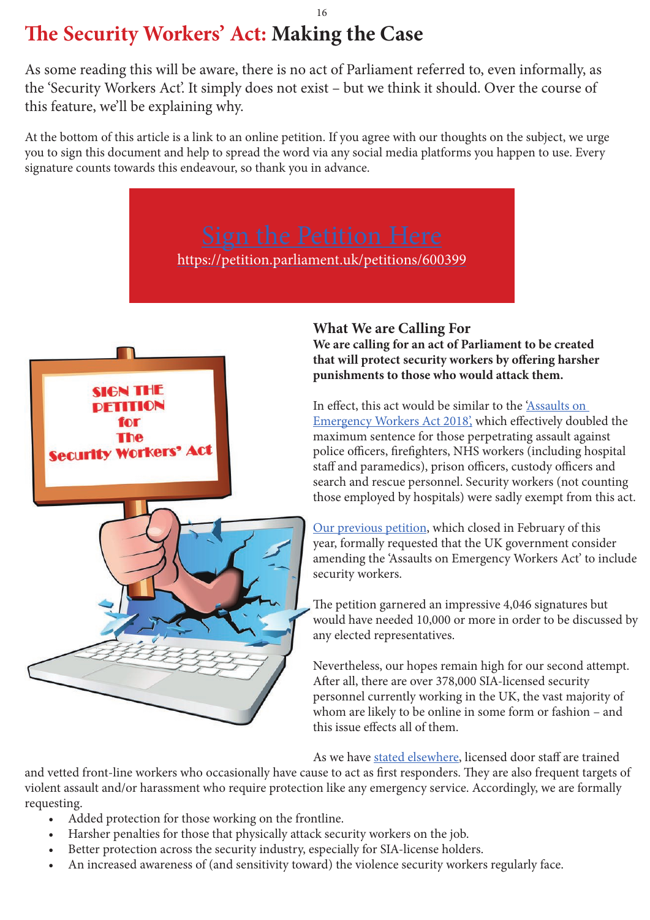# The Security Workers' Act: Making the Case

As some reading this will be aware, there is no act of Parliament referred to, even informally, as the 'Security Workers Act'. It simply does not exist – but we think it should. Over the course of this feature, we'll be explaining why.

At the bottom of this article is a link to an online petition. If you agree with our thoughts on the subject, we urge you to sign this document and help to spread the word via any social media platforms you happen to use. Every signature counts towards this endeavour, so thank you in advance.

**Sign the Petition Here**
https://petition.parliament.uk/petitions/600399

### What We are Calling For

**We are calling for an act of Parliament to be created that will protect security workers by offering harsher punishments to those who would attack them.**

In effect, this act would be similar to the 'Assaults on Emergency Workers Act 2018', which effectively doubled the maximum sentence for those perpetrating assault against police officers, firefighters, NHS workers (including hospital staff and paramedics), prison officers, custody officers and search and rescue personnel. Security workers (not counting those employed by hospitals) were sadly exempt from this act.

Our previous petition, which closed in February of this year, formally requested that the UK government consider amending the 'Assaults on Emergency Workers Act' to include security workers.

The petition garnered an impressive 4,046 signatures but would have needed 10,000 or more in order to be discussed by any elected representatives.

Nevertheless, our hopes remain high for our second attempt. After all, there are over 378,000 SIA-licensed security personnel currently working in the UK, the vast majority of whom are likely to be online in some form or fashion – and this issue effects all of them.

As we have stated elsewhere, licensed door staff are trained and vetted front-line workers who occasionally have cause to act as first responders. They are also frequent targets of violent assault and/or harassment who require protection like any emergency service. Accordingly, we are formally requesting.

- Added protection for those working on the frontline.
- Harsher penalties for those that physically attack security workers on the job.
- Better protection across the security industry, especially for SIA-license holders.
- An increased awareness of (and sensitivity toward) the violence security workers regularly face.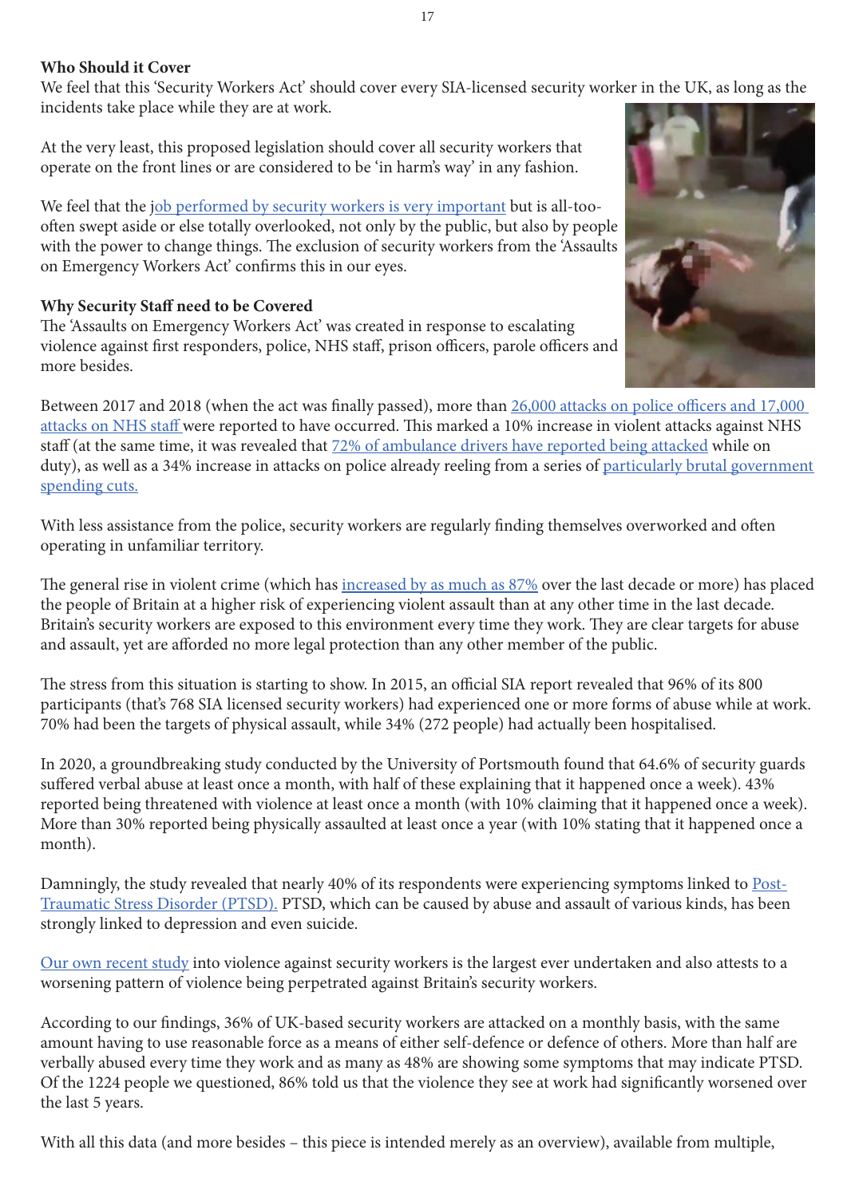### Who Should it Cover

We feel that this 'Security Workers Act' should cover every SIA-licensed security worker in the UK, as long as the incidents take place while they are at work.

At the very least, this proposed legislation should cover all security workers that operate on the front lines or are considered to be 'in harm's way' in any fashion.

We feel that the job performed by security workers is very important but is all-too-often swept aside or else totally overlooked, not only by the public, but also by people with the power to change things. The exclusion of security workers from the 'Assaults on Emergency Workers Act' confirms this in our eyes.

### Why Security Staff need to be Covered

The 'Assaults on Emergency Workers Act' was created in response to escalating violence against first responders, police, NHS staff, prison officers, parole officers and more besides.

Between 2017 and 2018 (when the act was finally passed), more than 26,000 attacks on police officers and 17,000 attacks on NHS staff were reported to have occurred. This marked a 10% increase in violent attacks against NHS staff (at the same time, it was revealed that 72% of ambulance drivers have reported being attacked while on duty), as well as a 34% increase in attacks on police already reeling from a series of particularly brutal government spending cuts.

With less assistance from the police, security workers are regularly finding themselves overworked and often operating in unfamiliar territory.

The general rise in violent crime (which has increased by as much as 87% over the last decade or more) has placed the people of Britain at a higher risk of experiencing violent assault than at any other time in the last decade. Britain's security workers are exposed to this environment every time they work. They are clear targets for abuse and assault, yet are afforded no more legal protection than any other member of the public.

The stress from this situation is starting to show. In 2015, an official SIA report revealed that 96% of its 800 participants (that's 768 SIA licensed security workers) had experienced one or more forms of abuse while at work. 70% had been the targets of physical assault, while 34% (272 people) had actually been hospitalised.

In 2020, a groundbreaking study conducted by the University of Portsmouth found that 64.6% of security guards suffered verbal abuse at least once a month, with half of these explaining that it happened once a week). 43% reported being threatened with violence at least once a month (with 10% claiming that it happened once a week). More than 30% reported being physically assaulted at least once a year (with 10% stating that it happened once a month).

Damningly, the study revealed that nearly 40% of its respondents were experiencing symptoms linked to Post-Traumatic Stress Disorder (PTSD). PTSD, which can be caused by abuse and assault of various kinds, has been strongly linked to depression and even suicide.

Our own recent study into violence against security workers is the largest ever undertaken and also attests to a worsening pattern of violence being perpetrated against Britain's security workers.

According to our findings, 36% of UK-based security workers are attacked on a monthly basis, with the same amount having to use reasonable force as a means of either self-defence or defence of others. More than half are verbally abused every time they work and as many as 48% are showing some symptoms that may indicate PTSD. Of the 1224 people we questioned, 86% told us that the violence they see at work had significantly worsened over the last 5 years.

With all this data (and more besides – this piece is intended merely as an overview), available from multiple,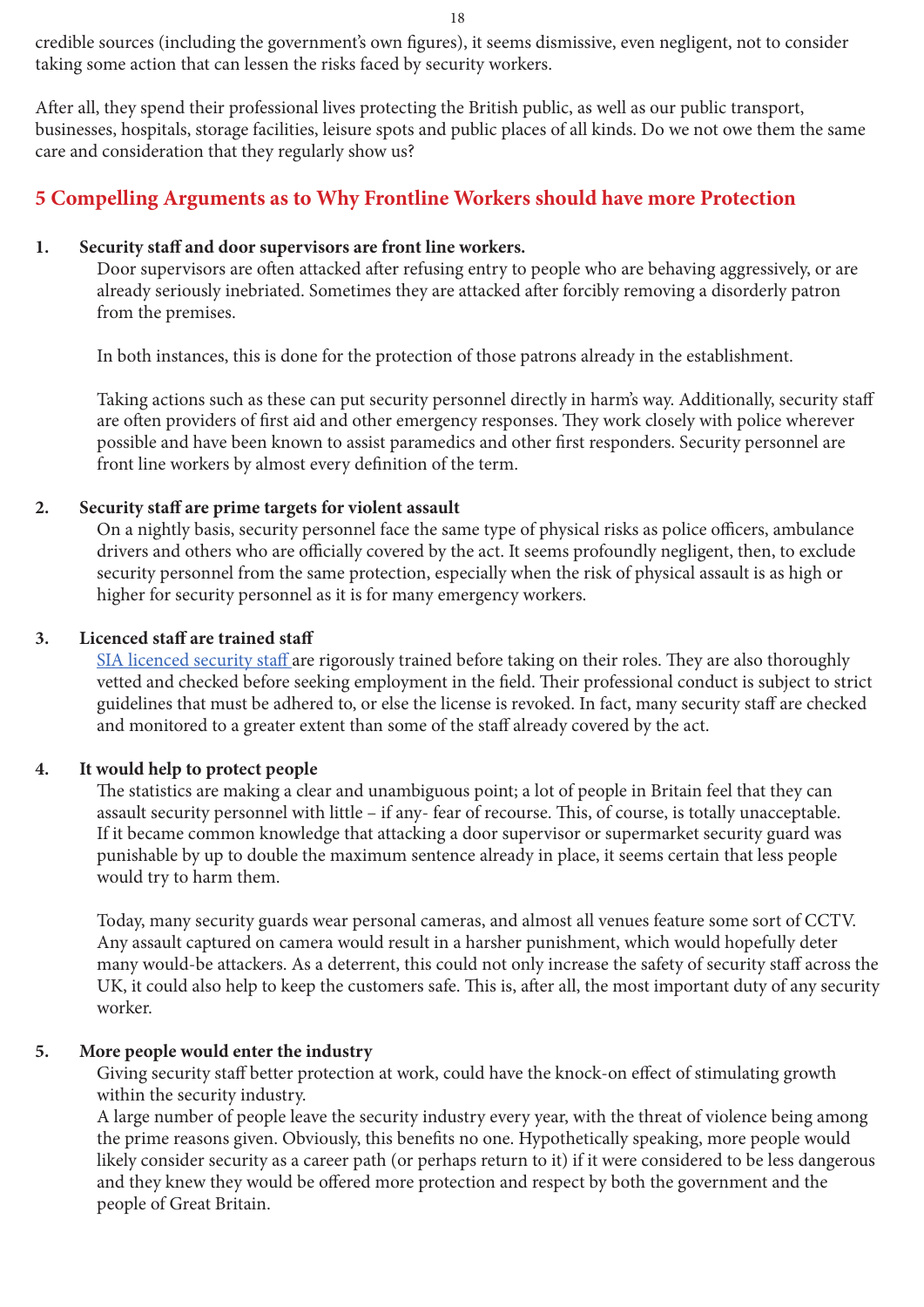credible sources (including the government's own figures), it seems dismissive, even negligent, not to consider taking some action that can lessen the risks faced by security workers.

After all, they spend their professional lives protecting the British public, as well as our public transport, businesses, hospitals, storage facilities, leisure spots and public places of all kinds. Do we not owe them the same care and consideration that they regularly show us?

## 5 Compelling Arguments as to Why Frontline Workers should have more Protection

1. **Security staff and door supervisors are front line workers.**

   Door supervisors are often attacked after refusing entry to people who are behaving aggressively, or are already seriously inebriated. Sometimes they are attacked after forcibly removing a disorderly patron from the premises.

   In both instances, this is done for the protection of those patrons already in the establishment.

   Taking actions such as these can put security personnel directly in harm's way. Additionally, security staff are often providers of first aid and other emergency responses. They work closely with police wherever possible and have been known to assist paramedics and other first responders. Security personnel are front line workers by almost every definition of the term.

2. **Security staff are prime targets for violent assault**

   On a nightly basis, security personnel face the same type of physical risks as police officers, ambulance drivers and others who are officially covered by the act. It seems profoundly negligent, then, to exclude security personnel from the same protection, especially when the risk of physical assault is as high or higher for security personnel as it is for many emergency workers.

3. **Licenced staff are trained staff**

   SIA licenced security staff are rigorously trained before taking on their roles. They are also thoroughly vetted and checked before seeking employment in the field. Their professional conduct is subject to strict guidelines that must be adhered to, or else the license is revoked. In fact, many security staff are checked and monitored to a greater extent than some of the staff already covered by the act.

4. **It would help to protect people**

   The statistics are making a clear and unambiguous point; a lot of people in Britain feel that they can assault security personnel with little – if any- fear of recourse. This, of course, is totally unacceptable. If it became common knowledge that attacking a door supervisor or supermarket security guard was punishable by up to double the maximum sentence already in place, it seems certain that less people would try to harm them.

   Today, many security guards wear personal cameras, and almost all venues feature some sort of CCTV. Any assault captured on camera would result in a harsher punishment, which would hopefully deter many would-be attackers. As a deterrent, this could not only increase the safety of security staff across the UK, it could also help to keep the customers safe. This is, after all, the most important duty of any security worker.

5. **More people would enter the industry**

   Giving security staff better protection at work, could have the knock-on effect of stimulating growth within the security industry.

   A large number of people leave the security industry every year, with the threat of violence being among the prime reasons given. Obviously, this benefits no one. Hypothetically speaking, more people would likely consider security as a career path (or perhaps return to it) if it were considered to be less dangerous and they knew they would be offered more protection and respect by both the government and the people of Great Britain.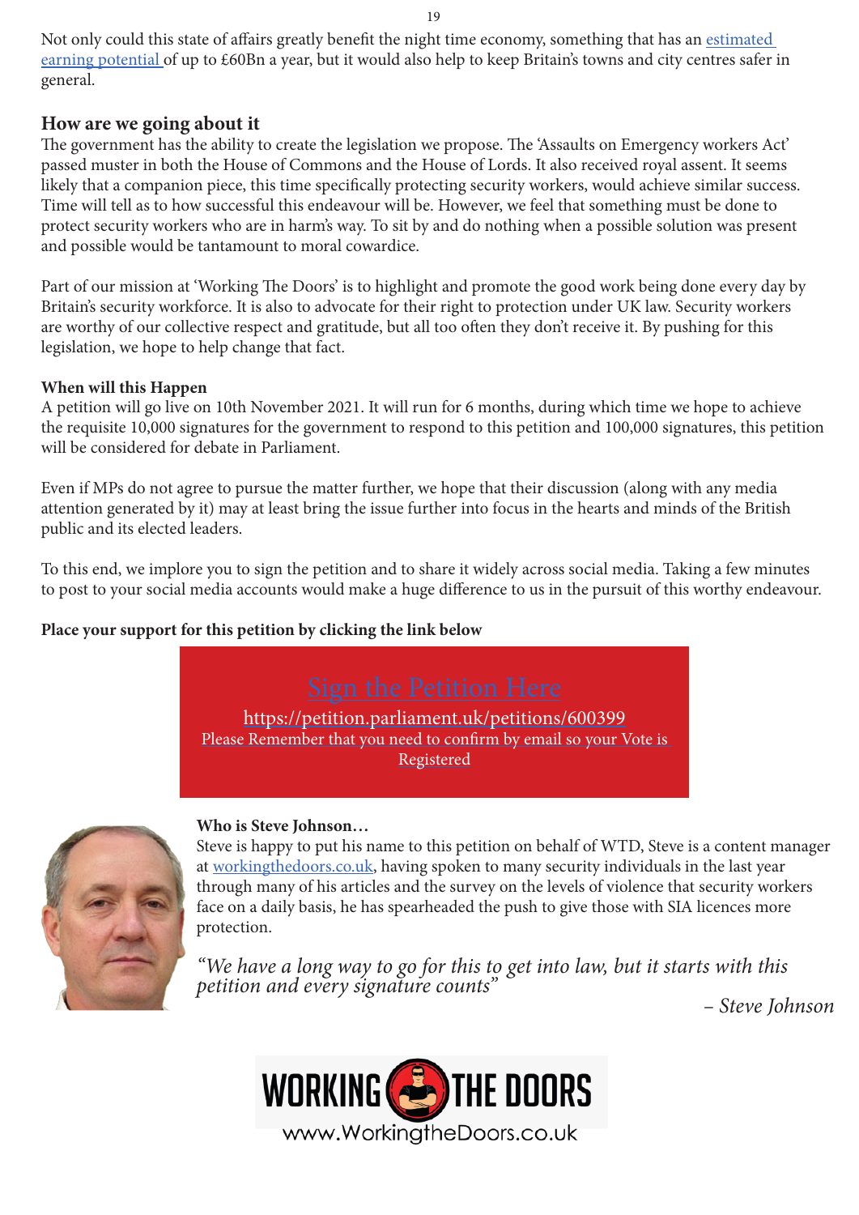Not only could this state of affairs greatly benefit the night time economy, something that has an estimated earning potential of up to £60Bn a year, but it would also help to keep Britain's towns and city centres safer in general.

## How are we going about it

The government has the ability to create the legislation we propose. The 'Assaults on Emergency workers Act' passed muster in both the House of Commons and the House of Lords. It also received royal assent. It seems likely that a companion piece, this time specifically protecting security workers, would achieve similar success. Time will tell as to how successful this endeavour will be. However, we feel that something must be done to protect security workers who are in harm's way. To sit by and do nothing when a possible solution was present and possible would be tantamount to moral cowardice.

Part of our mission at 'Working The Doors' is to highlight and promote the good work being done every day by Britain's security workforce. It is also to advocate for their right to protection under UK law. Security workers are worthy of our collective respect and gratitude, but all too often they don't receive it. By pushing for this legislation, we hope to help change that fact.

### When will this Happen

A petition will go live on 10th November 2021. It will run for 6 months, during which time we hope to achieve the requisite 10,000 signatures for the government to respond to this petition and 100,000 signatures, this petition will be considered for debate in Parliament.

Even if MPs do not agree to pursue the matter further, we hope that their discussion (along with any media attention generated by it) may at least bring the issue further into focus in the hearts and minds of the British public and its elected leaders.

To this end, we implore you to sign the petition and to share it widely across social media. Taking a few minutes to post to your social media accounts would make a huge difference to us in the pursuit of this worthy endeavour.

**Place your support for this petition by clicking the link below**

Sign the Petition Here

https://petition.parliament.uk/petitions/600399

Please Remember that you need to confirm by email so your Vote is Registered

**Who is Steve Johnson…**

Steve is happy to put his name to this petition on behalf of WTD, Steve is a content manager at workingthedoors.co.uk, having spoken to many security individuals in the last year through many of his articles and the survey on the levels of violence that security workers face on a daily basis, he has spearheaded the push to give those with SIA licences more protection.

*"We have a long way to go for this to get into law, but it starts with this petition and every signature counts"*

*– Steve Johnson*

WORKING THE DOORS

www.WorkingtheDoors.co.uk